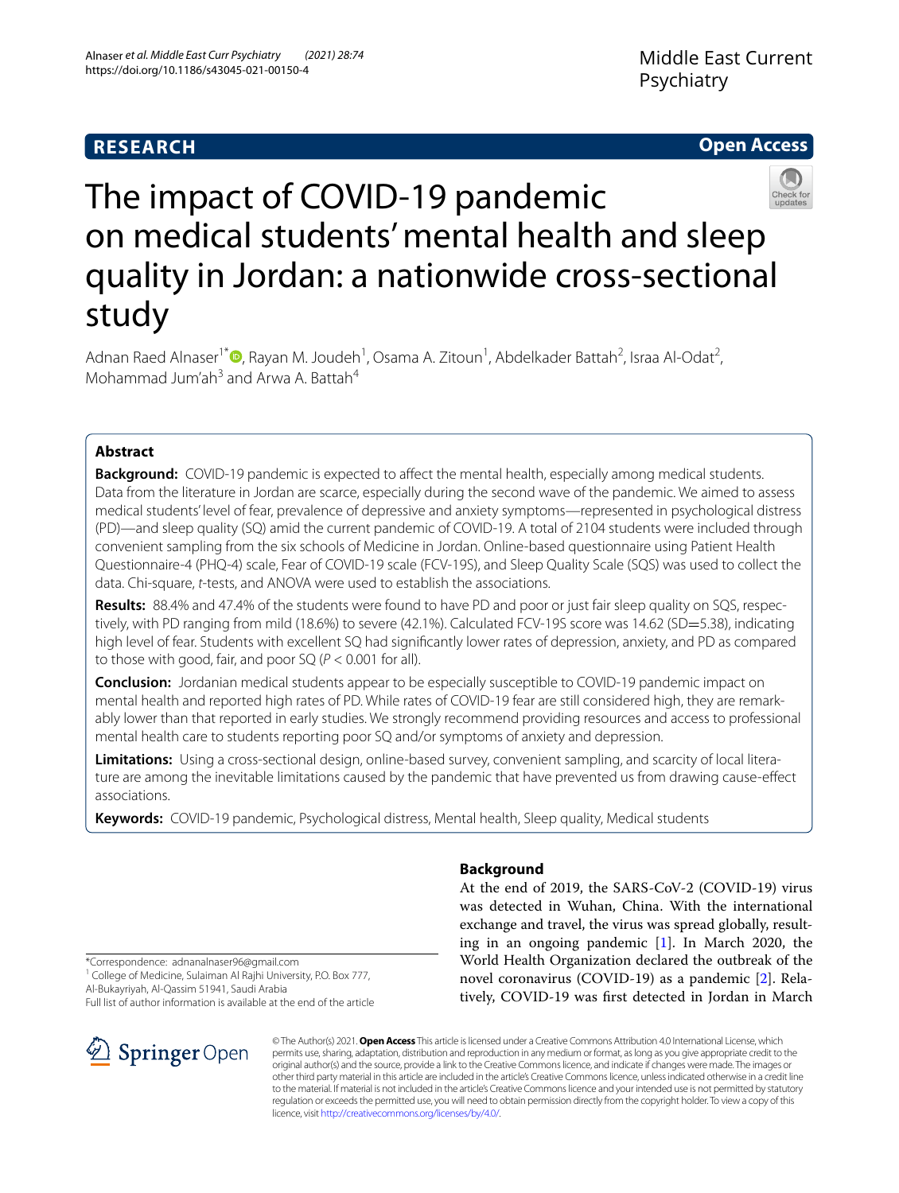RESEARCH

Open Access

# The impact of COVID-19 pandemic on medical students' mental health and sleep quality in Jordan: a nationwide cross-sectional study

Adnan Raed Alnaser[1*], Rayan M. Joudeh[1], Osama A. Zitoun[1], Abdelkader Battah[2], Israa Al-Odat[2], Mohammad Jum'ah[3] and Arwa A. Battah[4]

## Abstract

**Background:** COVID-19 pandemic is expected to affect the mental health, especially among medical students. Data from the literature in Jordan are scarce, especially during the second wave of the pandemic. We aimed to assess medical students' level of fear, prevalence of depressive and anxiety symptoms—represented in psychological distress (PD)—and sleep quality (SQ) amid the current pandemic of COVID-19. A total of 2104 students were included through convenient sampling from the six schools of Medicine in Jordan. Online-based questionnaire using Patient Health Questionnaire-4 (PHQ-4) scale, Fear of COVID-19 scale (FCV-19S), and Sleep Quality Scale (SQS) was used to collect the data. Chi-square, *t*-tests, and ANOVA were used to establish the associations.

**Results:** 88.4% and 47.4% of the students were found to have PD and poor or just fair sleep quality on SQS, respectively, with PD ranging from mild (18.6%) to severe (42.1%). Calculated FCV-19S score was 14.62 (SD=5.38), indicating high level of fear. Students with excellent SQ had significantly lower rates of depression, anxiety, and PD as compared to those with good, fair, and poor SQ ($P < 0.001$ for all).

**Conclusion:** Jordanian medical students appear to be especially susceptible to COVID-19 pandemic impact on mental health and reported high rates of PD. While rates of COVID-19 fear are still considered high, they are remarkably lower than that reported in early studies. We strongly recommend providing resources and access to professional mental health care to students reporting poor SQ and/or symptoms of anxiety and depression.

**Limitations:** Using a cross-sectional design, online-based survey, convenient sampling, and scarcity of local literature are among the inevitable limitations caused by the pandemic that have prevented us from drawing cause-effect associations.

**Keywords:** COVID-19 pandemic, Psychological distress, Mental health, Sleep quality, Medical students

## Background

At the end of 2019, the SARS-CoV-2 (COVID-19) virus was detected in Wuhan, China. With the international exchange and travel, the virus was spread globally, resulting in an ongoing pandemic [1]. In March 2020, the World Health Organization declared the outbreak of the novel coronavirus (COVID-19) as a pandemic [2]. Relatively, COVID-19 was first detected in Jordan in March

*Correspondence: adnanalnaser96@gmail.com
[1] College of Medicine, Sulaiman Al Rajhi University, P.O. Box 777, Al-Bukayriyah, Al-Qassim 51941, Saudi Arabia
Full list of author information is available at the end of the article

© The Author(s) 2021. **Open Access** This article is licensed under a Creative Commons Attribution 4.0 International License, which permits use, sharing, adaptation, distribution and reproduction in any medium or format, as long as you give appropriate credit to the original author(s) and the source, provide a link to the Creative Commons licence, and indicate if changes were made. The images or other third party material in this article are included in the article's Creative Commons licence, unless indicated otherwise in a credit line to the material. If material is not included in the article's Creative Commons licence and your intended use is not permitted by statutory regulation or exceeds the permitted use, you will need to obtain permission directly from the copyright holder. To view a copy of this licence, visit http://creativecommons.org/licenses/by/4.0/.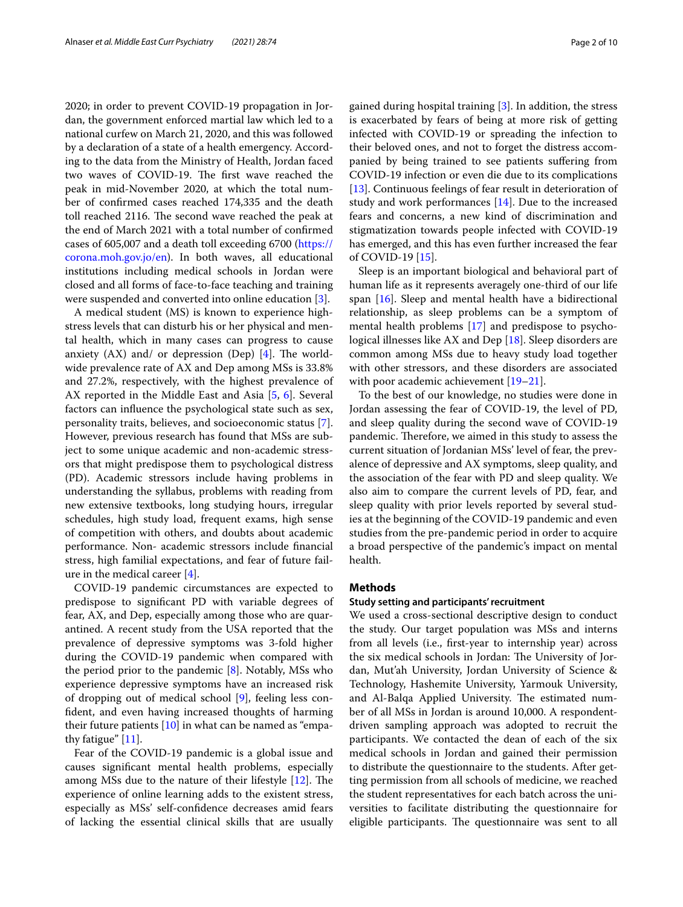2020; in order to prevent COVID-19 propagation in Jordan, the government enforced martial law which led to a national curfew on March 21, 2020, and this was followed by a declaration of a state of a health emergency. According to the data from the Ministry of Health, Jordan faced two waves of COVID-19. The first wave reached the peak in mid-November 2020, at which the total number of confirmed cases reached 174,335 and the death toll reached 2116. The second wave reached the peak at the end of March 2021 with a total number of confirmed cases of 605,007 and a death toll exceeding 6700 (https://corona.moh.gov.jo/en). In both waves, all educational institutions including medical schools in Jordan were closed and all forms of face-to-face teaching and training were suspended and converted into online education [3].

A medical student (MS) is known to experience high-stress levels that can disturb his or her physical and mental health, which in many cases can progress to cause anxiety (AX) and/ or depression (Dep) [4]. The worldwide prevalence rate of AX and Dep among MSs is 33.8% and 27.2%, respectively, with the highest prevalence of AX reported in the Middle East and Asia [5, 6]. Several factors can influence the psychological state such as sex, personality traits, believes, and socioeconomic status [7]. However, previous research has found that MSs are subject to some unique academic and non-academic stressors that might predispose them to psychological distress (PD). Academic stressors include having problems in understanding the syllabus, problems with reading from new extensive textbooks, long studying hours, irregular schedules, high study load, frequent exams, high sense of competition with others, and doubts about academic performance. Non- academic stressors include financial stress, high familial expectations, and fear of future failure in the medical career [4].

COVID-19 pandemic circumstances are expected to predispose to significant PD with variable degrees of fear, AX, and Dep, especially among those who are quarantined. A recent study from the USA reported that the prevalence of depressive symptoms was 3-fold higher during the COVID-19 pandemic when compared with the period prior to the pandemic [8]. Notably, MSs who experience depressive symptoms have an increased risk of dropping out of medical school [9], feeling less confident, and even having increased thoughts of harming their future patients [10] in what can be named as "empathy fatigue" [11].

Fear of the COVID-19 pandemic is a global issue and causes significant mental health problems, especially among MSs due to the nature of their lifestyle [12]. The experience of online learning adds to the existent stress, especially as MSs' self-confidence decreases amid fears of lacking the essential clinical skills that are usually gained during hospital training [3]. In addition, the stress is exacerbated by fears of being at more risk of getting infected with COVID-19 or spreading the infection to their beloved ones, and not to forget the distress accompanied by being trained to see patients suffering from COVID-19 infection or even die due to its complications [13]. Continuous feelings of fear result in deterioration of study and work performances [14]. Due to the increased fears and concerns, a new kind of discrimination and stigmatization towards people infected with COVID-19 has emerged, and this has even further increased the fear of COVID-19 [15].

Sleep is an important biological and behavioral part of human life as it represents averagely one-third of our life span [16]. Sleep and mental health have a bidirectional relationship, as sleep problems can be a symptom of mental health problems [17] and predispose to psychological illnesses like AX and Dep [18]. Sleep disorders are common among MSs due to heavy study load together with other stressors, and these disorders are associated with poor academic achievement [19–21].

To the best of our knowledge, no studies were done in Jordan assessing the fear of COVID-19, the level of PD, and sleep quality during the second wave of COVID-19 pandemic. Therefore, we aimed in this study to assess the current situation of Jordanian MSs' level of fear, the prevalence of depressive and AX symptoms, sleep quality, and the association of the fear with PD and sleep quality. We also aim to compare the current levels of PD, fear, and sleep quality with prior levels reported by several studies at the beginning of the COVID-19 pandemic and even studies from the pre-pandemic period in order to acquire a broad perspective of the pandemic's impact on mental health.

## Methods

### Study setting and participants' recruitment

We used a cross-sectional descriptive design to conduct the study. Our target population was MSs and interns from all levels (i.e., first-year to internship year) across the six medical schools in Jordan: The University of Jordan, Mut'ah University, Jordan University of Science & Technology, Hashemite University, Yarmouk University, and Al-Balqa Applied University. The estimated number of all MSs in Jordan is around 10,000. A respondent-driven sampling approach was adopted to recruit the participants. We contacted the dean of each of the six medical schools in Jordan and gained their permission to distribute the questionnaire to the students. After getting permission from all schools of medicine, we reached the student representatives for each batch across the universities to facilitate distributing the questionnaire for eligible participants. The questionnaire was sent to all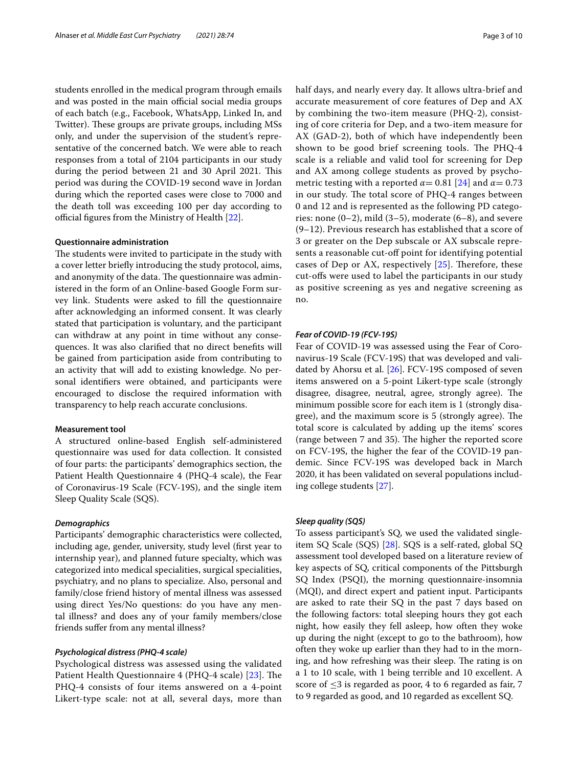students enrolled in the medical program through emails and was posted in the main official social media groups of each batch (e.g., Facebook, WhatsApp, Linked In, and Twitter). These groups are private groups, including MSs only, and under the supervision of the student's representative of the concerned batch. We were able to reach responses from a total of 2104 participants in our study during the period between 21 and 30 April 2021. This period was during the COVID-19 second wave in Jordan during which the reported cases were close to 7000 and the death toll was exceeding 100 per day according to official figures from the Ministry of Health [22].

#### Questionnaire administration

The students were invited to participate in the study with a cover letter briefly introducing the study protocol, aims, and anonymity of the data. The questionnaire was administered in the form of an Online-based Google Form survey link. Students were asked to fill the questionnaire after acknowledging an informed consent. It was clearly stated that participation is voluntary, and the participant can withdraw at any point in time without any consequences. It was also clarified that no direct benefits will be gained from participation aside from contributing to an activity that will add to existing knowledge. No personal identifiers were obtained, and participants were encouraged to disclose the required information with transparency to help reach accurate conclusions.

#### Measurement tool

A structured online-based English self-administered questionnaire was used for data collection. It consisted of four parts: the participants' demographics section, the Patient Health Questionnaire 4 (PHQ-4 scale), the Fear of Coronavirus-19 Scale (FCV-19S), and the single item Sleep Quality Scale (SQS).

##### *Demographics*

Participants' demographic characteristics were collected, including age, gender, university, study level (first year to internship year), and planned future specialty, which was categorized into medical specialities, surgical specialities, psychiatry, and no plans to specialize. Also, personal and family/close friend history of mental illness was assessed using direct Yes/No questions: do you have any mental illness? and does any of your family members/close friends suffer from any mental illness?

##### *Psychological distress (PHQ-4 scale)*

Psychological distress was assessed using the validated Patient Health Questionnaire 4 (PHQ-4 scale) [23]. The PHQ-4 consists of four items answered on a 4-point Likert-type scale: not at all, several days, more than half days, and nearly every day. It allows ultra-brief and accurate measurement of core features of Dep and AX by combining the two-item measure (PHQ-2), consisting of core criteria for Dep, and a two-item measure for AX (GAD-2), both of which have independently been shown to be good brief screening tools. The PHQ-4 scale is a reliable and valid tool for screening for Dep and AX among college students as proved by psychometric testing with a reported $\alpha = 0.81$ [24] and $\alpha = 0.73$ in our study. The total score of PHQ-4 ranges between 0 and 12 and is represented as the following PD categories: none (0–2), mild (3–5), moderate (6–8), and severe (9–12). Previous research has established that a score of 3 or greater on the Dep subscale or AX subscale represents a reasonable cut-off point for identifying potential cases of Dep or AX, respectively [25]. Therefore, these cut-offs were used to label the participants in our study as positive screening as yes and negative screening as no.

##### *Fear of COVID-19 (FCV-19S)*

Fear of COVID-19 was assessed using the Fear of Coronavirus-19 Scale (FCV-19S) that was developed and validated by Ahorsu et al. [26]. FCV-19S composed of seven items answered on a 5-point Likert-type scale (strongly disagree, disagree, neutral, agree, strongly agree). The minimum possible score for each item is 1 (strongly disagree), and the maximum score is 5 (strongly agree). The total score is calculated by adding up the items' scores (range between 7 and 35). The higher the reported score on FCV-19S, the higher the fear of the COVID-19 pandemic. Since FCV-19S was developed back in March 2020, it has been validated on several populations including college students [27].

##### *Sleep quality (SQS)*

To assess participant's SQ, we used the validated single-item SQ Scale (SQS) [28]. SQS is a self-rated, global SQ assessment tool developed based on a literature review of key aspects of SQ, critical components of the Pittsburgh SQ Index (PSQI), the morning questionnaire-insomnia (MQI), and direct expert and patient input. Participants are asked to rate their SQ in the past 7 days based on the following factors: total sleeping hours they got each night, how easily they fell asleep, how often they woke up during the night (except to go to the bathroom), how often they woke up earlier than they had to in the morning, and how refreshing was their sleep. The rating is on a 1 to 10 scale, with 1 being terrible and 10 excellent. A score of $\leq 3$ is regarded as poor, 4 to 6 regarded as fair, 7 to 9 regarded as good, and 10 regarded as excellent SQ.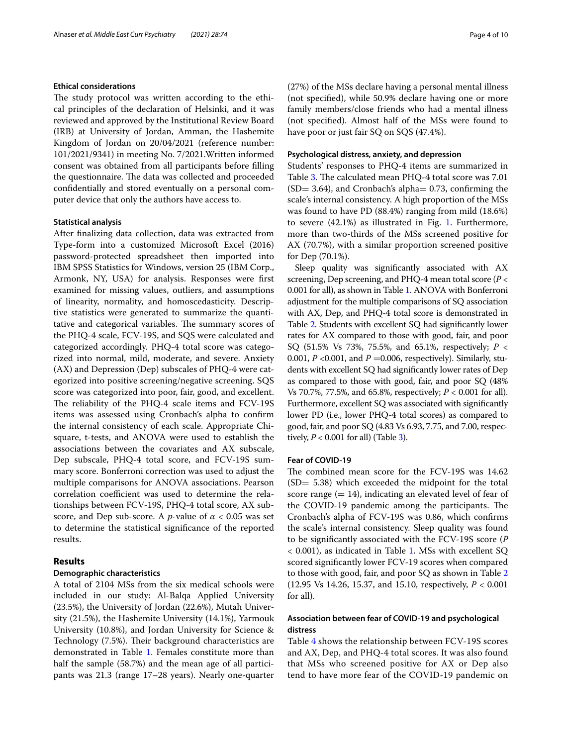### Ethical considerations

The study protocol was written according to the ethical principles of the declaration of Helsinki, and it was reviewed and approved by the Institutional Review Board (IRB) at University of Jordan, Amman, the Hashemite Kingdom of Jordan on 20/04/2021 (reference number: 101/2021/9341) in meeting No. 7/2021.Written informed consent was obtained from all participants before filling the questionnaire. The data was collected and proceeded confidentially and stored eventually on a personal computer device that only the authors have access to.

### Statistical analysis

After finalizing data collection, data was extracted from Type-form into a customized Microsoft Excel (2016) password-protected spreadsheet then imported into IBM SPSS Statistics for Windows, version 25 (IBM Corp., Armonk, NY, USA) for analysis. Responses were first examined for missing values, outliers, and assumptions of linearity, normality, and homoscedasticity. Descriptive statistics were generated to summarize the quantitative and categorical variables. The summary scores of the PHQ-4 scale, FCV-19S, and SQS were calculated and categorized accordingly. PHQ-4 total score was categorized into normal, mild, moderate, and severe. Anxiety (AX) and Depression (Dep) subscales of PHQ-4 were categorized into positive screening/negative screening. SQS score was categorized into poor, fair, good, and excellent. The reliability of the PHQ-4 scale items and FCV-19S items was assessed using Cronbach's alpha to confirm the internal consistency of each scale. Appropriate Chi-square, t-tests, and ANOVA were used to establish the associations between the covariates and AX subscale, Dep subscale, PHQ-4 total score, and FCV-19S summary score. Bonferroni correction was used to adjust the multiple comparisons for ANOVA associations. Pearson correlation coefficient was used to determine the relationships between FCV-19S, PHQ-4 total score, AX sub-score, and Dep sub-score. A *p*-value of $\alpha < 0.05$ was set to determine the statistical significance of the reported results.

## Results

### Demographic characteristics

A total of 2104 MSs from the six medical schools were included in our study: Al-Balqa Applied University (23.5%), the University of Jordan (22.6%), Mutah University (21.5%), the Hashemite University (14.1%), Yarmouk University (10.8%), and Jordan University for Science & Technology (7.5%). Their background characteristics are demonstrated in Table 1. Females constitute more than half the sample (58.7%) and the mean age of all participants was 21.3 (range 17–28 years). Nearly one-quarter (27%) of the MSs declare having a personal mental illness (not specified), while 50.9% declare having one or more family members/close friends who had a mental illness (not specified). Almost half of the MSs were found to have poor or just fair SQ on SQS (47.4%).

### Psychological distress, anxiety, and depression

Students' responses to PHQ-4 items are summarized in Table 3. The calculated mean PHQ-4 total score was 7.01 (SD= 3.64), and Cronbach's alpha= 0.73, confirming the scale's internal consistency. A high proportion of the MSs was found to have PD (88.4%) ranging from mild (18.6%) to severe (42.1%) as illustrated in Fig. 1. Furthermore, more than two-thirds of the MSs screened positive for AX (70.7%), with a similar proportion screened positive for Dep (70.1%).

Sleep quality was significantly associated with AX screening, Dep screening, and PHQ-4 mean total score ($P <$ 0.001 for all), as shown in Table 1. ANOVA with Bonferroni adjustment for the multiple comparisons of SQ association with AX, Dep, and PHQ-4 total score is demonstrated in Table 2. Students with excellent SQ had significantly lower rates for AX compared to those with good, fair, and poor SQ (51.5% Vs 73%, 75.5%, and 65.1%, respectively; $P <$ 0.001, $P <$0.001, and $P =$0.006, respectively). Similarly, students with excellent SQ had significantly lower rates of Dep as compared to those with good, fair, and poor SQ (48% Vs 70.7%, 77.5%, and 65.8%, respectively; $P <$ 0.001 for all). Furthermore, excellent SQ was associated with significantly lower PD (i.e., lower PHQ-4 total scores) as compared to good, fair, and poor SQ (4.83 Vs 6.93, 7.75, and 7.00, respectively, $P <$ 0.001 for all) (Table 3).

### Fear of COVID-19

The combined mean score for the FCV-19S was 14.62 (SD= 5.38) which exceeded the midpoint for the total score range (= 14), indicating an elevated level of fear of the COVID-19 pandemic among the participants. The Cronbach's alpha of FCV-19S was 0.86, which confirms the scale's internal consistency. Sleep quality was found to be significantly associated with the FCV-19S score ($P$ < 0.001), as indicated in Table 1. MSs with excellent SQ scored significantly lower FCV-19 scores when compared to those with good, fair, and poor SQ as shown in Table 2 (12.95 Vs 14.26, 15.37, and 15.10, respectively, $P <$ 0.001 for all).

### Association between fear of COVID-19 and psychological distress

Table 4 shows the relationship between FCV-19S scores and AX, Dep, and PHQ-4 total scores. It was also found that MSs who screened positive for AX or Dep also tend to have more fear of the COVID-19 pandemic on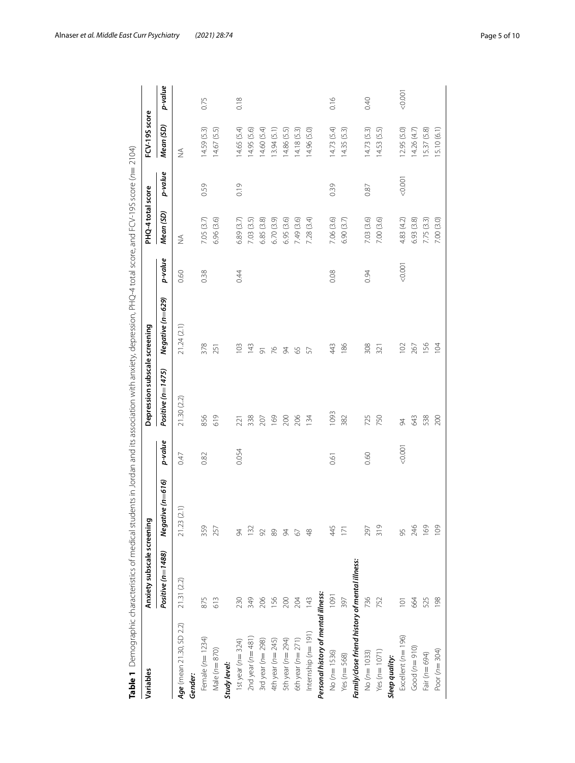**Table 1** Demographic characteristics of medical students in Jordan and its association with anxiety, depression, PHQ-4 total score, and FCV-19S score ($n = 2104$)

| Variables | Anxiety subscale screening | | | Depression subscale screening | | | PHQ-4 total score | | FCV-19S score | |
|---|---|---|---|---|---|---|---|---|---|---|
| | *Positive (n=1488)* | *Negative (n=616)* | *p-value* | *Positive (n=1475)* | *Negative (n=629)* | *p-value* | *Mean (SD)* | *p-value* | *Mean (SD)* | *p-value* |
| ***Age*** (mean 21.30, SD 2.2) | 21.31 (2.2) | 21.23 (2.1) | 0.47 | 21.30 (2.2) | 21.24 (2.1) | 0.60 | NA | | NA | |
| ***Gender:*** | | | | | | | | | | |
| Female (n= 1234) | 875 | 359 | 0.82 | 856 | 378 | 0.38 | 7.05 (3.7) | 0.59 | 14.59 (5.3) | 0.75 |
| Male (n= 870) | 613 | 257 | | 619 | 251 | | 6.96 (3.6) | | 14.67 (5.5) | |
| ***Study level:*** | | | | | | | | | | |
| 1st year (n= 324) | 230 | 94 | 0.054 | 221 | 103 | 0.44 | 6.89 (3.7) | 0.19 | 14.65 (5.4) | 0.18 |
| 2nd year (n= 481) | 349 | 132 | | 338 | 143 | | 7.03 (3.5) | | 14.95 (5.6) | |
| 3rd year (n= 298) | 206 | 92 | | 207 | 91 | | 6.85 (3.8) | | 14.60 (5.4) | |
| 4th year (n= 245) | 156 | 89 | | 169 | 76 | | 6.70 (3.9) | | 13.94 (5.1) | |
| 5th year (n= 294) | 200 | 94 | | 200 | 94 | | 6.95 (3.6) | | 14.86 (5.5) | |
| 6th year (n= 271) | 204 | 67 | | 206 | 65 | | 7.49 (3.6) | | 14.18 (5.3) | |
| Internship (n= 191) | 143 | 48 | | 134 | 57 | | 7.28 (3.4) | | 14.96 (5.0) | |
| ***Personal history of mental illness:*** | | | | | | | | | | |
| No (n= 1536) | 1091 | 445 | 0.61 | 1093 | 443 | 0.08 | 7.06 (3.6) | 0.39 | 14.73 (5.4) | 0.16 |
| Yes (n= 568) | 397 | 171 | | 382 | 186 | | 6.90 (3.7) | | 14.35 (5.3) | |
| ***Family/close friend history of mental illness:*** | | | | | | | | | | |
| No (n= 1033) | 736 | 297 | 0.60 | 725 | 308 | 0.94 | 7.03 (3.6) | 0.87 | 14.73 (5.3) | 0.40 |
| Yes (n= 1071) | 752 | 319 | | 750 | 321 | | 7.00 (3.6) | | 14.53 (5.5) | |
| ***Sleep quality:*** | | | | | | | | | | |
| Excellent (n= 196) | 101 | 95 | <0.001 | 94 | 102 | <0.001 | 4.83 (4.2) | <0.001 | 12.95 (5.0) | <0.001 |
| Good (n= 910) | 664 | 246 | | 643 | 267 | | 6.93 (3.8) | | 14.26 (4.7) | |
| Fair (n= 694) | 525 | 169 | | 538 | 156 | | 7.75 (3.3) | | 15.37 (5.8) | |
| Poor (n= 304) | 198 | 109 | | 200 | 104 | | 7.00 (3.0) | | 15.10 (6.1) | |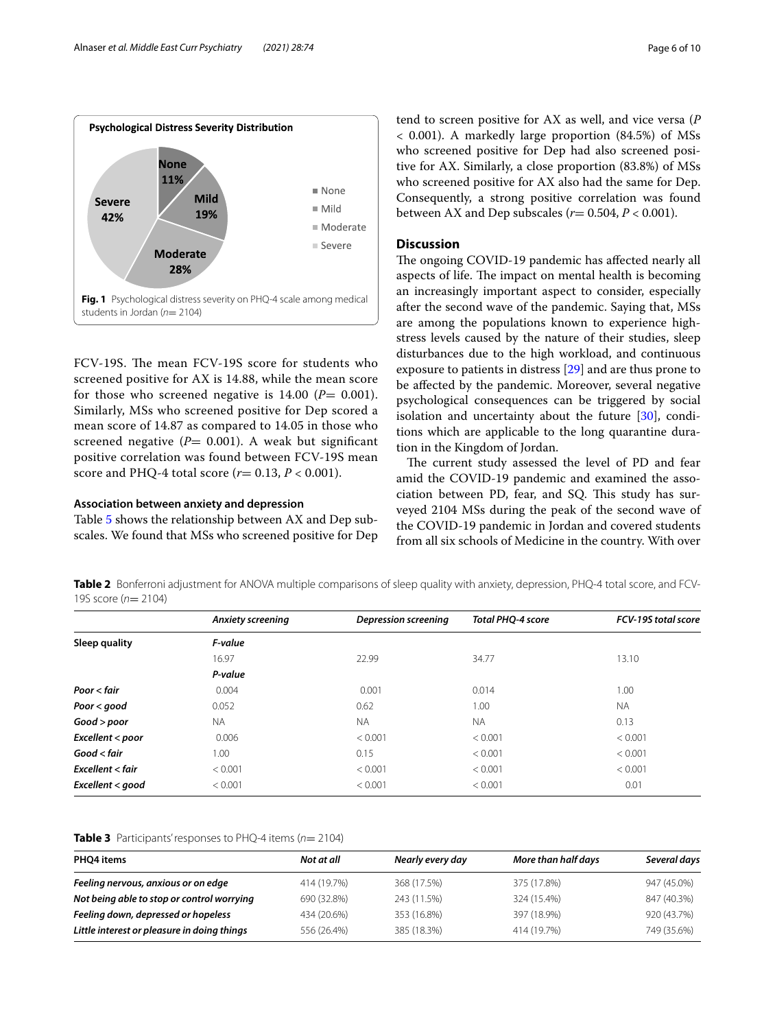Fig. 1 Psychological distress severity on PHQ-4 scale among medical students in Jordan ($n$= 2104)

FCV-19S. The mean FCV-19S score for students who screened positive for AX is 14.88, while the mean score for those who screened negative is 14.00 ($P$= 0.001). Similarly, MSs who screened positive for Dep scored a mean score of 14.87 as compared to 14.05 in those who screened negative ($P$= 0.001). A weak but significant positive correlation was found between FCV-19S mean score and PHQ-4 total score ($r$= 0.13, $P$ < 0.001).

#### Association between anxiety and depression

Table 5 shows the relationship between AX and Dep subscales. We found that MSs who screened positive for Dep tend to screen positive for AX as well, and vice versa ($P$ < 0.001). A markedly large proportion (84.5%) of MSs who screened positive for Dep had also screened positive for AX. Similarly, a close proportion (83.8%) of MSs who screened positive for AX also had the same for Dep. Consequently, a strong positive correlation was found between AX and Dep subscales ($r$= 0.504, $P$ < 0.001).

## Discussion

The ongoing COVID-19 pandemic has affected nearly all aspects of life. The impact on mental health is becoming an increasingly important aspect to consider, especially after the second wave of the pandemic. Saying that, MSs are among the populations known to experience high-stress levels caused by the nature of their studies, sleep disturbances due to the high workload, and continuous exposure to patients in distress [29] and are thus prone to be affected by the pandemic. Moreover, several negative psychological consequences can be triggered by social isolation and uncertainty about the future [30], conditions which are applicable to the long quarantine duration in the Kingdom of Jordan.

The current study assessed the level of PD and fear amid the COVID-19 pandemic and examined the association between PD, fear, and SQ. This study has surveyed 2104 MSs during the peak of the second wave of the COVID-19 pandemic in Jordan and covered students from all six schools of Medicine in the country. With over

**Table 2** Bonferroni adjustment for ANOVA multiple comparisons of sleep quality with anxiety, depression, PHQ-4 total score, and FCV-19S score ($n$= 2104)

| | *Anxiety screening* | *Depression screening* | *Total PHQ-4 score* | *FCV-19S total score* |
|---|---|---|---|---|
| **Sleep quality** | *F-value* | | | |
| | 16.97 | 22.99 | 34.77 | 13.10 |
| | *P-value* | | | |
| ***Poor < fair*** | 0.004 | 0.001 | 0.014 | 1.00 |
| ***Poor < good*** | 0.052 | 0.62 | 1.00 | NA |
| ***Good > poor*** | NA | NA | NA | 0.13 |
| ***Excellent < poor*** | 0.006 | < 0.001 | < 0.001 | < 0.001 |
| ***Good < fair*** | 1.00 | 0.15 | < 0.001 | < 0.001 |
| ***Excellent < fair*** | < 0.001 | < 0.001 | < 0.001 | < 0.001 |
| ***Excellent < good*** | < 0.001 | < 0.001 | < 0.001 | 0.01 |

**Table 3** Participants' responses to PHQ-4 items ($n$= 2104)

| PHQ4 items | *Not at all* | *Nearly every day* | *More than half days* | *Several days* |
|---|---|---|---|---|
| ***Feeling nervous, anxious or on edge*** | 414 (19.7%) | 368 (17.5%) | 375 (17.8%) | 947 (45.0%) |
| ***Not being able to stop or control worrying*** | 690 (32.8%) | 243 (11.5%) | 324 (15.4%) | 847 (40.3%) |
| ***Feeling down, depressed or hopeless*** | 434 (20.6%) | 353 (16.8%) | 397 (18.9%) | 920 (43.7%) |
| ***Little interest or pleasure in doing things*** | 556 (26.4%) | 385 (18.3%) | 414 (19.7%) | 749 (35.6%) |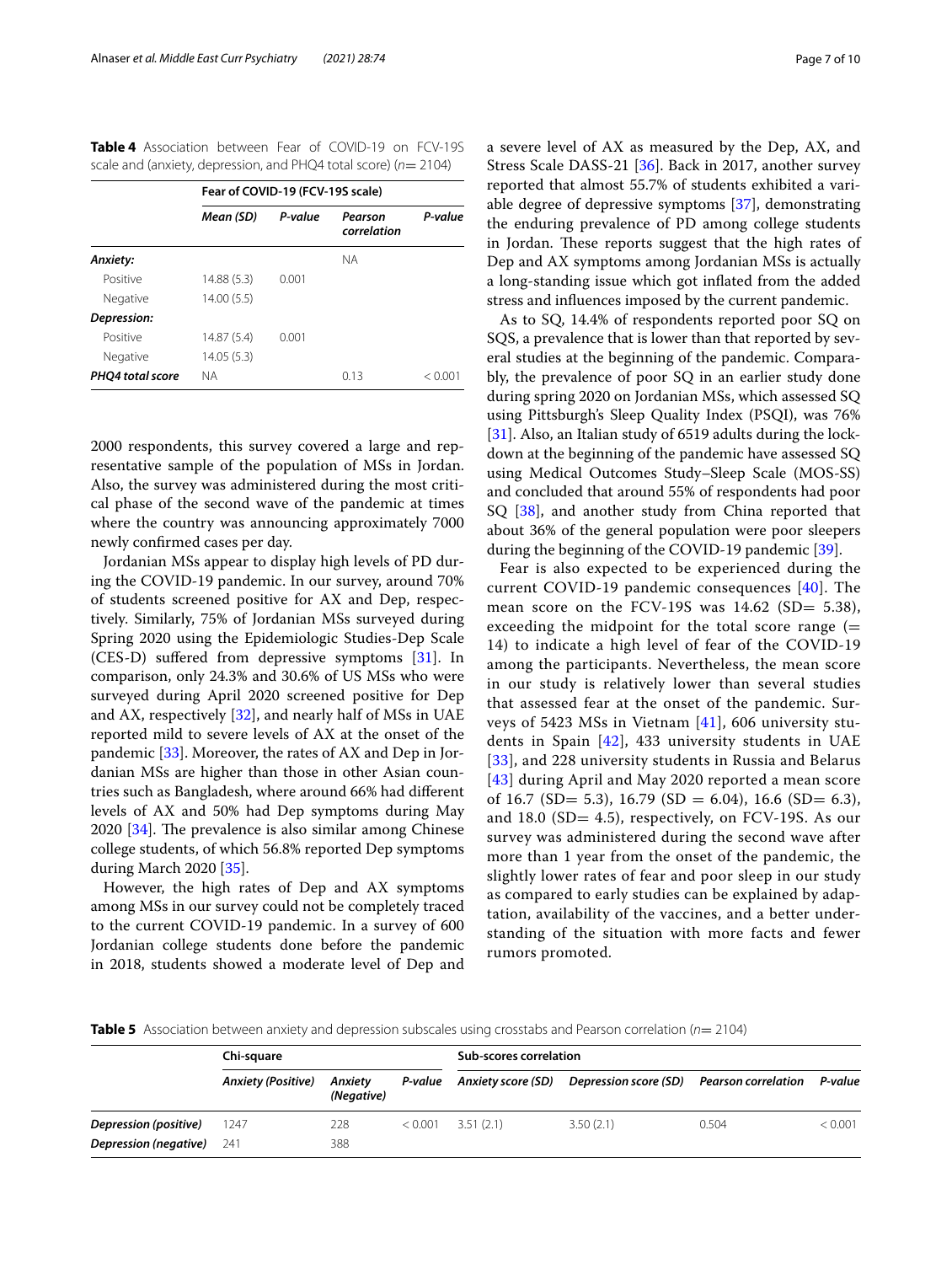**Table 4** Association between Fear of COVID-19 on FCV-19S scale and (anxiety, depression, and PHQ4 total score) (*n*= 2104)

| | Fear of COVID-19 (FCV-19S scale) | | | |
|---|---|---|---|---|
| | *Mean (SD)* | *P-value* | *Pearson correlation* | *P-value* |
| ***Anxiety:*** | | | NA | |
| Positive | 14.88 (5.3) | 0.001 | | |
| Negative | 14.00 (5.5) | | | |
| ***Depression:*** | | | | |
| Positive | 14.87 (5.4) | 0.001 | | |
| Negative | 14.05 (5.3) | | | |
| ***PHQ4 total score*** | NA | | 0.13 | < 0.001 |

2000 respondents, this survey covered a large and representative sample of the population of MSs in Jordan. Also, the survey was administered during the most critical phase of the second wave of the pandemic at times where the country was announcing approximately 7000 newly confirmed cases per day.

Jordanian MSs appear to display high levels of PD during the COVID-19 pandemic. In our survey, around 70% of students screened positive for AX and Dep, respectively. Similarly, 75% of Jordanian MSs surveyed during Spring 2020 using the Epidemiologic Studies-Dep Scale (CES-D) suffered from depressive symptoms [31]. In comparison, only 24.3% and 30.6% of US MSs who were surveyed during April 2020 screened positive for Dep and AX, respectively [32], and nearly half of MSs in UAE reported mild to severe levels of AX at the onset of the pandemic [33]. Moreover, the rates of AX and Dep in Jordanian MSs are higher than those in other Asian countries such as Bangladesh, where around 66% had different levels of AX and 50% had Dep symptoms during May 2020 [34]. The prevalence is also similar among Chinese college students, of which 56.8% reported Dep symptoms during March 2020 [35].

However, the high rates of Dep and AX symptoms among MSs in our survey could not be completely traced to the current COVID-19 pandemic. In a survey of 600 Jordanian college students done before the pandemic in 2018, students showed a moderate level of Dep and a severe level of AX as measured by the Dep, AX, and Stress Scale DASS-21 [36]. Back in 2017, another survey reported that almost 55.7% of students exhibited a variable degree of depressive symptoms [37], demonstrating the enduring prevalence of PD among college students in Jordan. These reports suggest that the high rates of Dep and AX symptoms among Jordanian MSs is actually a long-standing issue which got inflated from the added stress and influences imposed by the current pandemic.

As to SQ, 14.4% of respondents reported poor SQ on SQS, a prevalence that is lower than that reported by several studies at the beginning of the pandemic. Comparably, the prevalence of poor SQ in an earlier study done during spring 2020 on Jordanian MSs, which assessed SQ using Pittsburgh's Sleep Quality Index (PSQI), was 76% [31]. Also, an Italian study of 6519 adults during the lockdown at the beginning of the pandemic have assessed SQ using Medical Outcomes Study–Sleep Scale (MOS-SS) and concluded that around 55% of respondents had poor SQ [38], and another study from China reported that about 36% of the general population were poor sleepers during the beginning of the COVID-19 pandemic [39].

Fear is also expected to be experienced during the current COVID-19 pandemic consequences [40]. The mean score on the FCV-19S was 14.62 (SD= 5.38), exceeding the midpoint for the total score range (= 14) to indicate a high level of fear of the COVID-19 among the participants. Nevertheless, the mean score in our study is relatively lower than several studies that assessed fear at the onset of the pandemic. Surveys of 5423 MSs in Vietnam [41], 606 university students in Spain [42], 433 university students in UAE [33], and 228 university students in Russia and Belarus [43] during April and May 2020 reported a mean score of 16.7 (SD= 5.3), 16.79 (SD = 6.04), 16.6 (SD= 6.3), and 18.0 (SD= 4.5), respectively, on FCV-19S. As our survey was administered during the second wave after more than 1 year from the onset of the pandemic, the slightly lower rates of fear and poor sleep in our study as compared to early studies can be explained by adaptation, availability of the vaccines, and a better understanding of the situation with more facts and fewer rumors promoted.

**Table 5** Association between anxiety and depression subscales using crosstabs and Pearson correlation (*n*= 2104)

| | Chi-square | | | Sub-scores correlation | | | |
|---|---|---|---|---|---|---|---|
| | *Anxiety (Positive)* | *Anxiety (Negative)* | *P-value* | *Anxiety score (SD)* | *Depression score (SD)* | *Pearson correlation* | *P-value* |
| ***Depression (positive)*** | 1247 | 228 | < 0.001 | 3.51 (2.1) | 3.50 (2.1) | 0.504 | < 0.001 |
| ***Depression (negative)*** | 241 | 388 | | | | | |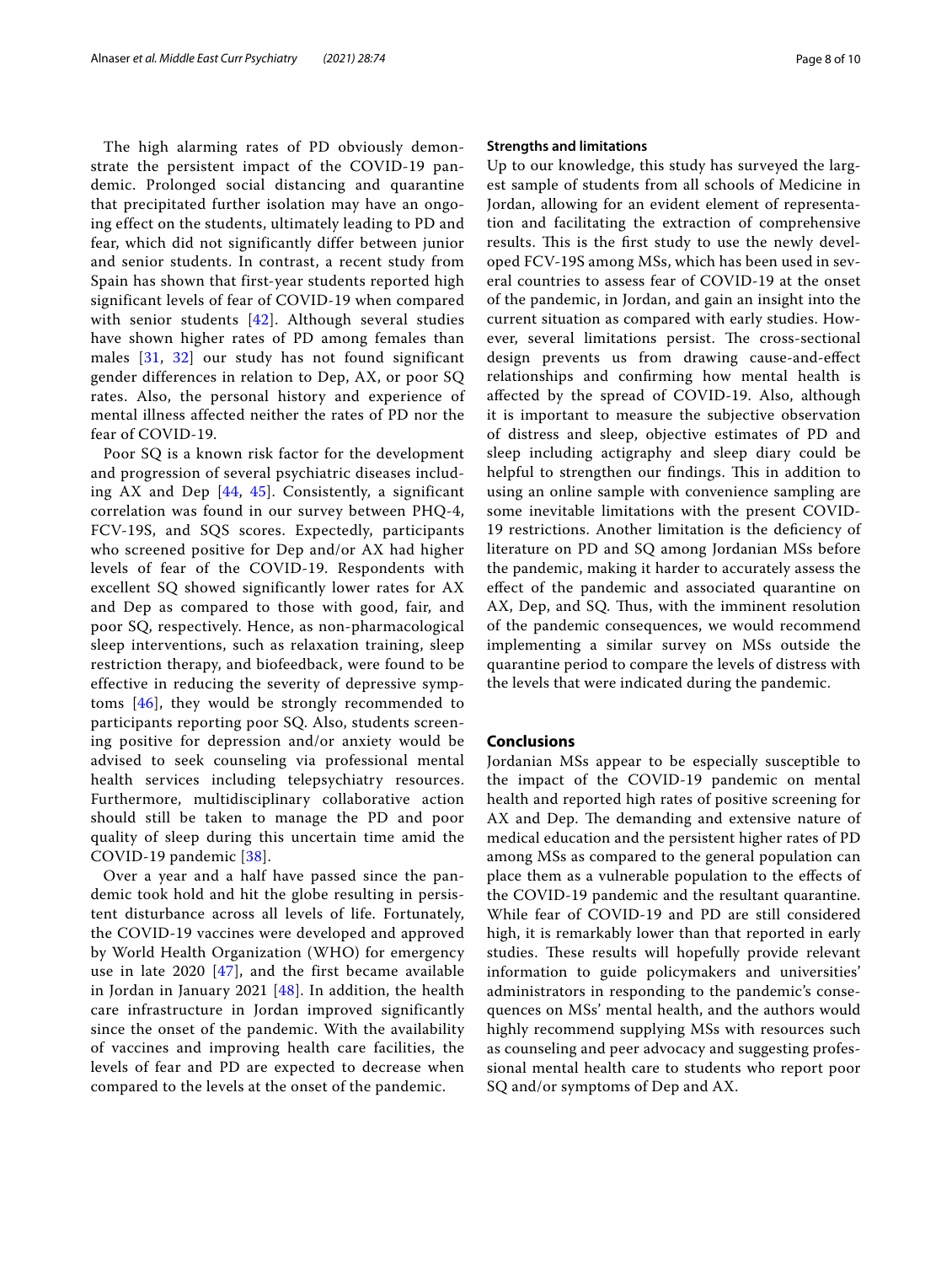The high alarming rates of PD obviously demonstrate the persistent impact of the COVID-19 pandemic. Prolonged social distancing and quarantine that precipitated further isolation may have an ongoing effect on the students, ultimately leading to PD and fear, which did not significantly differ between junior and senior students. In contrast, a recent study from Spain has shown that first-year students reported high significant levels of fear of COVID-19 when compared with senior students [42]. Although several studies have shown higher rates of PD among females than males [31, 32] our study has not found significant gender differences in relation to Dep, AX, or poor SQ rates. Also, the personal history and experience of mental illness affected neither the rates of PD nor the fear of COVID-19.

Poor SQ is a known risk factor for the development and progression of several psychiatric diseases including AX and Dep [44, 45]. Consistently, a significant correlation was found in our survey between PHQ-4, FCV-19S, and SQS scores. Expectedly, participants who screened positive for Dep and/or AX had higher levels of fear of the COVID-19. Respondents with excellent SQ showed significantly lower rates for AX and Dep as compared to those with good, fair, and poor SQ, respectively. Hence, as non-pharmacological sleep interventions, such as relaxation training, sleep restriction therapy, and biofeedback, were found to be effective in reducing the severity of depressive symptoms [46], they would be strongly recommended to participants reporting poor SQ. Also, students screening positive for depression and/or anxiety would be advised to seek counseling via professional mental health services including telepsychiatry resources. Furthermore, multidisciplinary collaborative action should still be taken to manage the PD and poor quality of sleep during this uncertain time amid the COVID-19 pandemic [38].

Over a year and a half have passed since the pandemic took hold and hit the globe resulting in persistent disturbance across all levels of life. Fortunately, the COVID-19 vaccines were developed and approved by World Health Organization (WHO) for emergency use in late 2020 [47], and the first became available in Jordan in January 2021 [48]. In addition, the health care infrastructure in Jordan improved significantly since the onset of the pandemic. With the availability of vaccines and improving health care facilities, the levels of fear and PD are expected to decrease when compared to the levels at the onset of the pandemic.

### Strengths and limitations

Up to our knowledge, this study has surveyed the largest sample of students from all schools of Medicine in Jordan, allowing for an evident element of representation and facilitating the extraction of comprehensive results. This is the first study to use the newly developed FCV-19S among MSs, which has been used in several countries to assess fear of COVID-19 at the onset of the pandemic, in Jordan, and gain an insight into the current situation as compared with early studies. However, several limitations persist. The cross-sectional design prevents us from drawing cause-and-effect relationships and confirming how mental health is affected by the spread of COVID-19. Also, although it is important to measure the subjective observation of distress and sleep, objective estimates of PD and sleep including actigraphy and sleep diary could be helpful to strengthen our findings. This in addition to using an online sample with convenience sampling are some inevitable limitations with the present COVID-19 restrictions. Another limitation is the deficiency of literature on PD and SQ among Jordanian MSs before the pandemic, making it harder to accurately assess the effect of the pandemic and associated quarantine on AX, Dep, and SQ. Thus, with the imminent resolution of the pandemic consequences, we would recommend implementing a similar survey on MSs outside the quarantine period to compare the levels of distress with the levels that were indicated during the pandemic.

## Conclusions

Jordanian MSs appear to be especially susceptible to the impact of the COVID-19 pandemic on mental health and reported high rates of positive screening for AX and Dep. The demanding and extensive nature of medical education and the persistent higher rates of PD among MSs as compared to the general population can place them as a vulnerable population to the effects of the COVID-19 pandemic and the resultant quarantine. While fear of COVID-19 and PD are still considered high, it is remarkably lower than that reported in early studies. These results will hopefully provide relevant information to guide policymakers and universities' administrators in responding to the pandemic's consequences on MSs' mental health, and the authors would highly recommend supplying MSs with resources such as counseling and peer advocacy and suggesting professional mental health care to students who report poor SQ and/or symptoms of Dep and AX.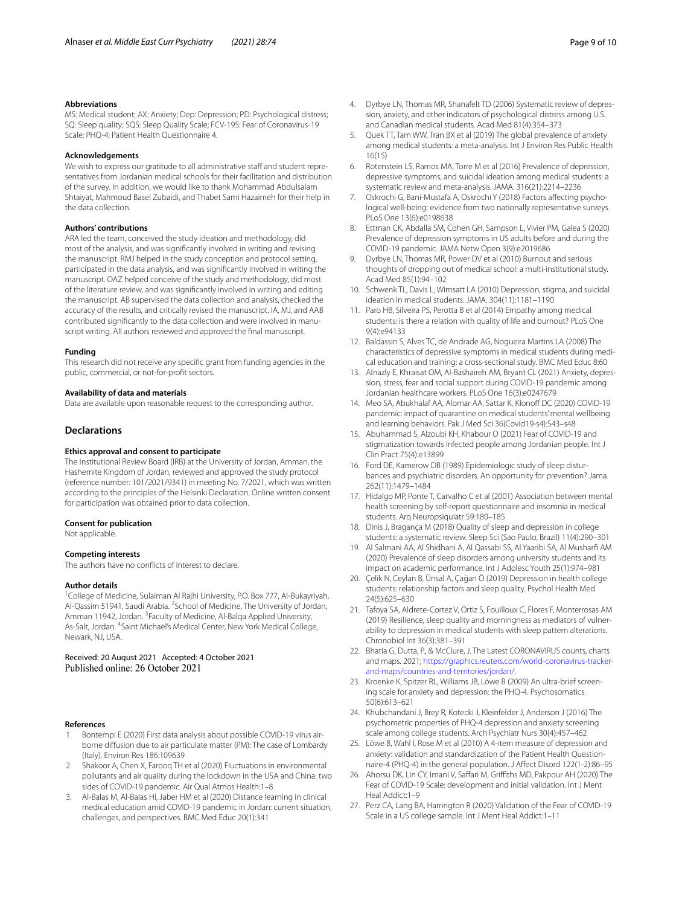### Abbreviations

MS: Medical student; AX: Anxiety; Dep: Depression; PD: Psychological distress; SQ: Sleep quality; SQS: Sleep Quality Scale; FCV-19S: Fear of Coronavirus-19 Scale; PHQ-4: Patient Health Questionnaire 4.

### Acknowledgements

We wish to express our gratitude to all administrative staff and student representatives from Jordanian medical schools for their facilitation and distribution of the survey. In addition, we would like to thank Mohammad Abdulsalam Shtaiyat, Mahmoud Basel Zubaidi, and Thabet Sami Hazaimeh for their help in the data collection.

### Authors' contributions

ARA led the team, conceived the study ideation and methodology, did most of the analysis, and was significantly involved in writing and revising the manuscript. RMJ helped in the study conception and protocol setting, participated in the data analysis, and was significantly involved in writing the manuscript. OAZ helped conceive of the study and methodology, did most of the literature review, and was significantly involved in writing and editing the manuscript. AB supervised the data collection and analysis, checked the accuracy of the results, and critically revised the manuscript. IA, MJ, and AAB contributed significantly to the data collection and were involved in manuscript writing. All authors reviewed and approved the final manuscript.

### Funding

This research did not receive any specific grant from funding agencies in the public, commercial, or not-for-profit sectors.

### Availability of data and materials

Data are available upon reasonable request to the corresponding author.

## Declarations

### Ethics approval and consent to participate

The Institutional Review Board (IRB) at the University of Jordan, Amman, the Hashemite Kingdom of Jordan, reviewed and approved the study protocol (reference number: 101/2021/9341) in meeting No. 7/2021, which was written according to the principles of the Helsinki Declaration. Online written consent for participation was obtained prior to data collection.

### Consent for publication

Not applicable.

### Competing interests

The authors have no conflicts of interest to declare.

### Author details

[1]College of Medicine, Sulaiman Al Rajhi University, P.O. Box 777, Al-Bukayriyah, Al-Qassim 51941, Saudi Arabia. [2]School of Medicine, The University of Jordan, Amman 11942, Jordan. [3]Faculty of Medicine, Al-Balqa Applied University, As-Salt, Jordan. [4]Saint Michael's Medical Center, New York Medical College, Newark, NJ, USA.

Received: 20 August 2021 Accepted: 4 October 2021
Published online: 26 October 2021

### References

1. Bontempi E (2020) First data analysis about possible COVID-19 virus airborne diffusion due to air particulate matter (PM): The case of Lombardy (Italy). Environ Res 186:109639
2. Shakoor A, Chen X, Farooq TH et al (2020) Fluctuations in environmental pollutants and air quality during the lockdown in the USA and China: two sides of COVID-19 pandemic. Air Qual Atmos Health:1–8
3. Al-Balas M, Al-Balas HI, Jaber HM et al (2020) Distance learning in clinical medical education amid COVID-19 pandemic in Jordan: current situation, challenges, and perspectives. BMC Med Educ 20(1):341
4. Dyrbye LN, Thomas MR, Shanafelt TD (2006) Systematic review of depression, anxiety, and other indicators of psychological distress among U.S. and Canadian medical students. Acad Med 81(4):354–373
5. Quek TT, Tam WW, Tran BX et al (2019) The global prevalence of anxiety among medical students: a meta-analysis. Int J Environ Res Public Health 16(15)
6. Rotenstein LS, Ramos MA, Torre M et al (2016) Prevalence of depression, depressive symptoms, and suicidal ideation among medical students: a systematic review and meta-analysis. JAMA. 316(21):2214–2236
7. Oskrochi G, Bani-Mustafa A, Oskrochi Y (2018) Factors affecting psychological well-being: evidence from two nationally representative surveys. PLoS One 13(6):e0198638
8. Ettman CK, Abdalla SM, Cohen GH, Sampson L, Vivier PM, Galea S (2020) Prevalence of depression symptoms in US adults before and during the COVID-19 pandemic. JAMA Netw Open 3(9):e2019686
9. Dyrbye LN, Thomas MR, Power DV et al (2010) Burnout and serious thoughts of dropping out of medical school: a multi-institutional study. Acad Med 85(1):94–102
10. Schwenk TL, Davis L, Wimsatt LA (2010) Depression, stigma, and suicidal ideation in medical students. JAMA. 304(11):1181–1190
11. Paro HB, Silveira PS, Perotta B et al (2014) Empathy among medical students: is there a relation with quality of life and burnout? PLoS One 9(4):e94133
12. Baldassin S, Alves TC, de Andrade AG, Nogueira Martins LA (2008) The characteristics of depressive symptoms in medical students during medical education and training: a cross-sectional study. BMC Med Educ 8:60
13. Alnazly E, Khraisat OM, Al-Bashaireh AM, Bryant CL (2021) Anxiety, depression, stress, fear and social support during COVID-19 pandemic among Jordanian healthcare workers. PLoS One 16(3):e0247679
14. Meo SA, Abukhalaf AA, Alomar AA, Sattar K, Klonoff DC (2020) COVID-19 pandemic: impact of quarantine on medical students' mental wellbeing and learning behaviors. Pak J Med Sci 36(Covid19-s4):S43–s48
15. Abuhammad S, Alzoubi KH, Khabour O (2021) Fear of COVID-19 and stigmatization towards infected people among Jordanian people. Int J Clin Pract 75(4):e13899
16. Ford DE, Kamerow DB (1989) Epidemiologic study of sleep disturbances and psychiatric disorders. An opportunity for prevention? Jama. 262(11):1479–1484
17. Hidalgo MP, Ponte T, Carvalho C et al (2001) Association between mental health screening by self-report questionnaire and insomnia in medical students. Arq Neuropsiquiatr 59:180–185
18. Dinis J, Bragança M (2018) Quality of sleep and depression in college students: a systematic review. Sleep Sci (Sao Paulo, Brazil) 11(4):290–301
19. Al Salmani AA, Al Shidhani A, Al Qassabi SS, Al Yaaribi SA, Al Musharfi AM (2020) Prevalence of sleep disorders among university students and its impact on academic performance. Int J Adolesc Youth 25(1):974–981
20. Çelik N, Ceylan B, Ünsal A, Çağan Ö (2019) Depression in health college students: relationship factors and sleep quality. Psychol Health Med 24(5):625–630
21. Tafoya SA, Aldrete-Cortez V, Ortiz S, Fouilloux C, Flores F, Monterrosas AM (2019) Resilience, sleep quality and morningness as mediators of vulnerability to depression in medical students with sleep pattern alterations. Chronobiol Int 36(3):381–391
22. Bhatia G, Dutta, P., & McClure, J. The Latest CORONAVIRUS counts, charts and maps. 2021; https://graphics.reuters.com/world-coronavirus-tracker-and-maps/countries-and-territories/jordan/.
23. Kroenke K, Spitzer RL, Williams JB, Löwe B (2009) An ultra-brief screening scale for anxiety and depression: the PHQ-4. Psychosomatics. 50(6):613–621
24. Khubchandani J, Brey R, Kotecki J, Kleinfelder J, Anderson J (2016) The psychometric properties of PHQ-4 depression and anxiety screening scale among college students. Arch Psychiatr Nurs 30(4):457–462
25. Löwe B, Wahl I, Rose M et al (2010) A 4-item measure of depression and anxiety: validation and standardization of the Patient Health Questionnaire-4 (PHQ-4) in the general population. J Affect Disord 122(1-2):86–95
26. Ahorsu DK, Lin CY, Imani V, Saffari M, Griffiths MD, Pakpour AH (2020) The Fear of COVID-19 Scale: development and initial validation. Int J Ment Heal Addict:1–9
27. Perz CA, Lang BA, Harrington R (2020) Validation of the Fear of COVID-19 Scale in a US college sample. Int J Ment Heal Addict:1–11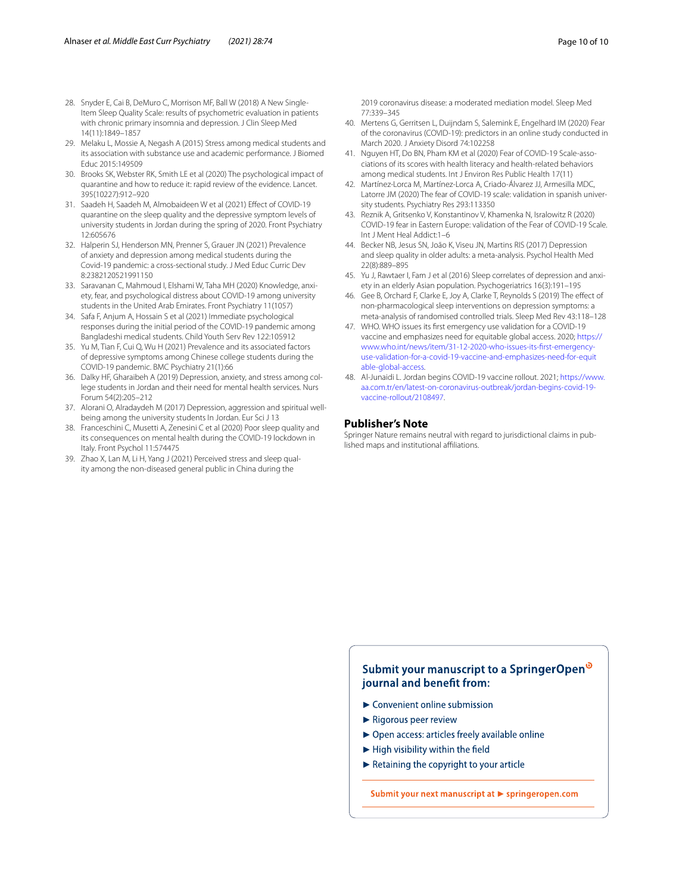28. Snyder E, Cai B, DeMuro C, Morrison MF, Ball W (2018) A New Single-Item Sleep Quality Scale: results of psychometric evaluation in patients with chronic primary insomnia and depression. J Clin Sleep Med 14(11):1849–1857
29. Melaku L, Mossie A, Negash A (2015) Stress among medical students and its association with substance use and academic performance. J Biomed Educ 2015:149509
30. Brooks SK, Webster RK, Smith LE et al (2020) The psychological impact of quarantine and how to reduce it: rapid review of the evidence. Lancet. 395(10227):912–920
31. Saadeh H, Saadeh M, Almobaideen W et al (2021) Effect of COVID-19 quarantine on the sleep quality and the depressive symptom levels of university students in Jordan during the spring of 2020. Front Psychiatry 12:605676
32. Halperin SJ, Henderson MN, Prenner S, Grauer JN (2021) Prevalence of anxiety and depression among medical students during the Covid-19 pandemic: a cross-sectional study. J Med Educ Curric Dev 8:2382120521991150
33. Saravanan C, Mahmoud I, Elshami W, Taha MH (2020) Knowledge, anxiety, fear, and psychological distress about COVID-19 among university students in the United Arab Emirates. Front Psychiatry 11(1057)
34. Safa F, Anjum A, Hossain S et al (2021) Immediate psychological responses during the initial period of the COVID-19 pandemic among Bangladeshi medical students. Child Youth Serv Rev 122:105912
35. Yu M, Tian F, Cui Q, Wu H (2021) Prevalence and its associated factors of depressive symptoms among Chinese college students during the COVID-19 pandemic. BMC Psychiatry 21(1):66
36. Dalky HF, Gharaibeh A (2019) Depression, anxiety, and stress among college students in Jordan and their need for mental health services. Nurs Forum 54(2):205–212
37. Alorani O, Alradaydeh M (2017) Depression, aggression and spiritual well-being among the university students In Jordan. Eur Sci J 13
38. Franceschini C, Musetti A, Zenesini C et al (2020) Poor sleep quality and its consequences on mental health during the COVID-19 lockdown in Italy. Front Psychol 11:574475
39. Zhao X, Lan M, Li H, Yang J (2021) Perceived stress and sleep quality among the non-diseased general public in China during the 2019 coronavirus disease: a moderated mediation model. Sleep Med 77:339–345
40. Mertens G, Gerritsen L, Duijndam S, Salemink E, Engelhard IM (2020) Fear of the coronavirus (COVID-19): predictors in an online study conducted in March 2020. J Anxiety Disord 74:102258
41. Nguyen HT, Do BN, Pham KM et al (2020) Fear of COVID-19 Scale-associations of its scores with health literacy and health-related behaviors among medical students. Int J Environ Res Public Health 17(11)
42. Martínez-Lorca M, Martínez-Lorca A, Criado-Álvarez JJ, Armesilla MDC, Latorre JM (2020) The fear of COVID-19 scale: validation in spanish university students. Psychiatry Res 293:113350
43. Reznik A, Gritsenko V, Konstantinov V, Khamenka N, Isralowitz R (2020) COVID-19 fear in Eastern Europe: validation of the Fear of COVID-19 Scale. Int J Ment Heal Addict:1–6
44. Becker NB, Jesus SN, João K, Viseu JN, Martins RIS (2017) Depression and sleep quality in older adults: a meta-analysis. Psychol Health Med 22(8):889–895
45. Yu J, Rawtaer I, Fam J et al (2016) Sleep correlates of depression and anxiety in an elderly Asian population. Psychogeriatrics 16(3):191–195
46. Gee B, Orchard F, Clarke E, Joy A, Clarke T, Reynolds S (2019) The effect of non-pharmacological sleep interventions on depression symptoms: a meta-analysis of randomised controlled trials. Sleep Med Rev 43:118–128
47. WHO. WHO issues its first emergency use validation for a COVID-19 vaccine and emphasizes need for equitable global access. 2020; https://www.who.int/news/item/31-12-2020-who-issues-its-first-emergency-use-validation-for-a-covid-19-vaccine-and-emphasizes-need-for-equitable-global-access.
48. Al-Junaidi L. Jordan begins COVID-19 vaccine rollout. 2021; https://www.aa.com.tr/en/latest-on-coronavirus-outbreak/jordan-begins-covid-19-vaccine-rollout/2108497.

## Publisher's Note

Springer Nature remains neutral with regard to jurisdictional claims in published maps and institutional affiliations.

**Submit your manuscript to a SpringerOpen journal and benefit from:**

- ▶ Convenient online submission
- ▶ Rigorous peer review
- ▶ Open access: articles freely available online
- ▶ High visibility within the field
- ▶ Retaining the copyright to your article

**Submit your next manuscript at ▶ springeropen.com**